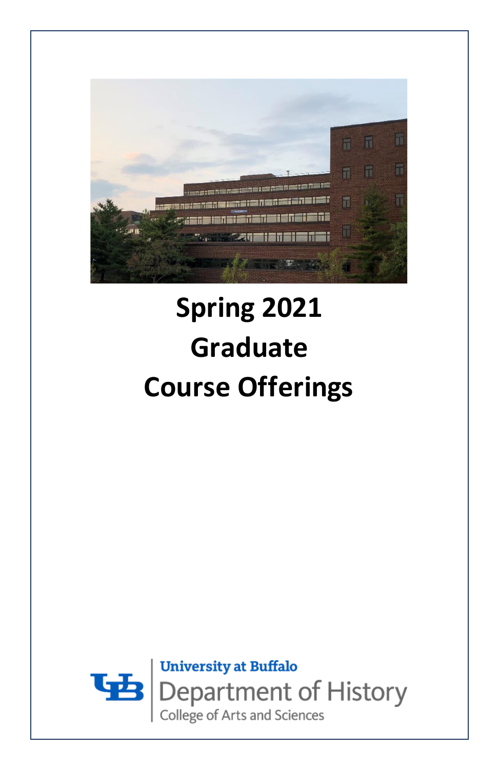# Spring 2021
# Graduate
# Course Offerings

University at Buffalo
Department of History
College of Arts and Sciences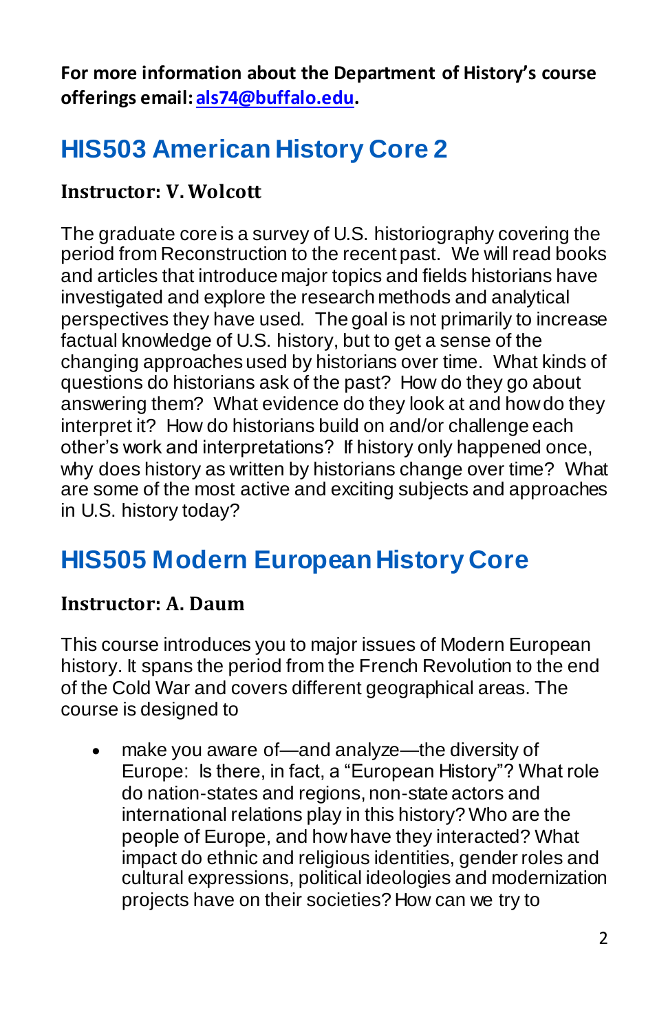**For more information about the Department of History's course offerings email: [als74@buffalo.edu](mailto:als74@buffalo.edu).**

## HIS503 American History Core 2

### Instructor: V. Wolcott

The graduate core is a survey of U.S. historiography covering the period from Reconstruction to the recent past. We will read books and articles that introduce major topics and fields historians have investigated and explore the research methods and analytical perspectives they have used. The goal is not primarily to increase factual knowledge of U.S. history, but to get a sense of the changing approaches used by historians over time. What kinds of questions do historians ask of the past? How do they go about answering them? What evidence do they look at and how do they interpret it? How do historians build on and/or challenge each other's work and interpretations? If history only happened once, why does history as written by historians change over time? What are some of the most active and exciting subjects and approaches in U.S. history today?

## HIS505 Modern European History Core

### Instructor: A. Daum

This course introduces you to major issues of Modern European history. It spans the period from the French Revolution to the end of the Cold War and covers different geographical areas. The course is designed to

- make you aware of—and analyze—the diversity of Europe: Is there, in fact, a "European History"? What role do nation-states and regions, non-state actors and international relations play in this history? Who are the people of Europe, and how have they interacted? What impact do ethnic and religious identities, gender roles and cultural expressions, political ideologies and modernization projects have on their societies? How can we try to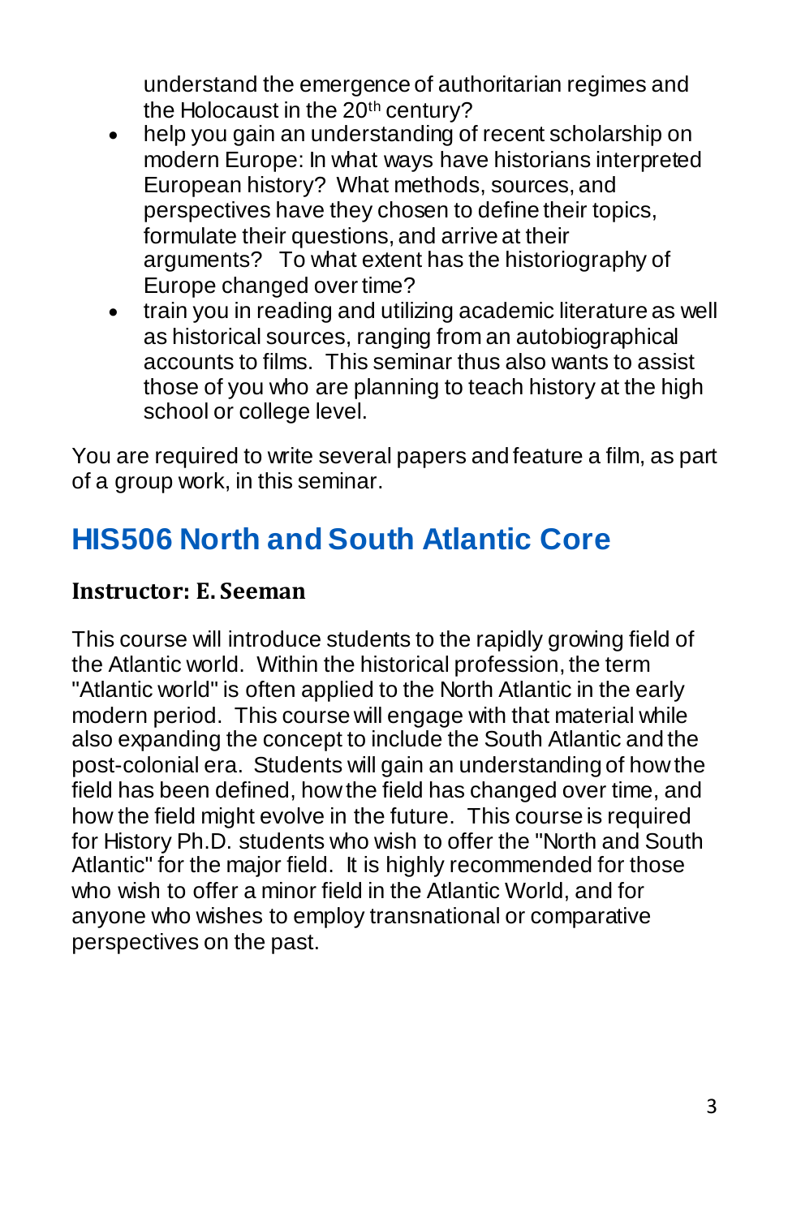understand the emergence of authoritarian regimes and the Holocaust in the 20th century?

- help you gain an understanding of recent scholarship on modern Europe: In what ways have historians interpreted European history? What methods, sources, and perspectives have they chosen to define their topics, formulate their questions, and arrive at their arguments? To what extent has the historiography of Europe changed over time?
- train you in reading and utilizing academic literature as well as historical sources, ranging from an autobiographical accounts to films. This seminar thus also wants to assist those of you who are planning to teach history at the high school or college level.

You are required to write several papers and feature a film, as part of a group work, in this seminar.

## HIS506 North and South Atlantic Core

**Instructor: E. Seeman**

This course will introduce students to the rapidly growing field of the Atlantic world. Within the historical profession, the term "Atlantic world" is often applied to the North Atlantic in the early modern period. This course will engage with that material while also expanding the concept to include the South Atlantic and the post-colonial era. Students will gain an understanding of how the field has been defined, how the field has changed over time, and how the field might evolve in the future. This course is required for History Ph.D. students who wish to offer the "North and South Atlantic" for the major field. It is highly recommended for those who wish to offer a minor field in the Atlantic World, and for anyone who wishes to employ transnational or comparative perspectives on the past.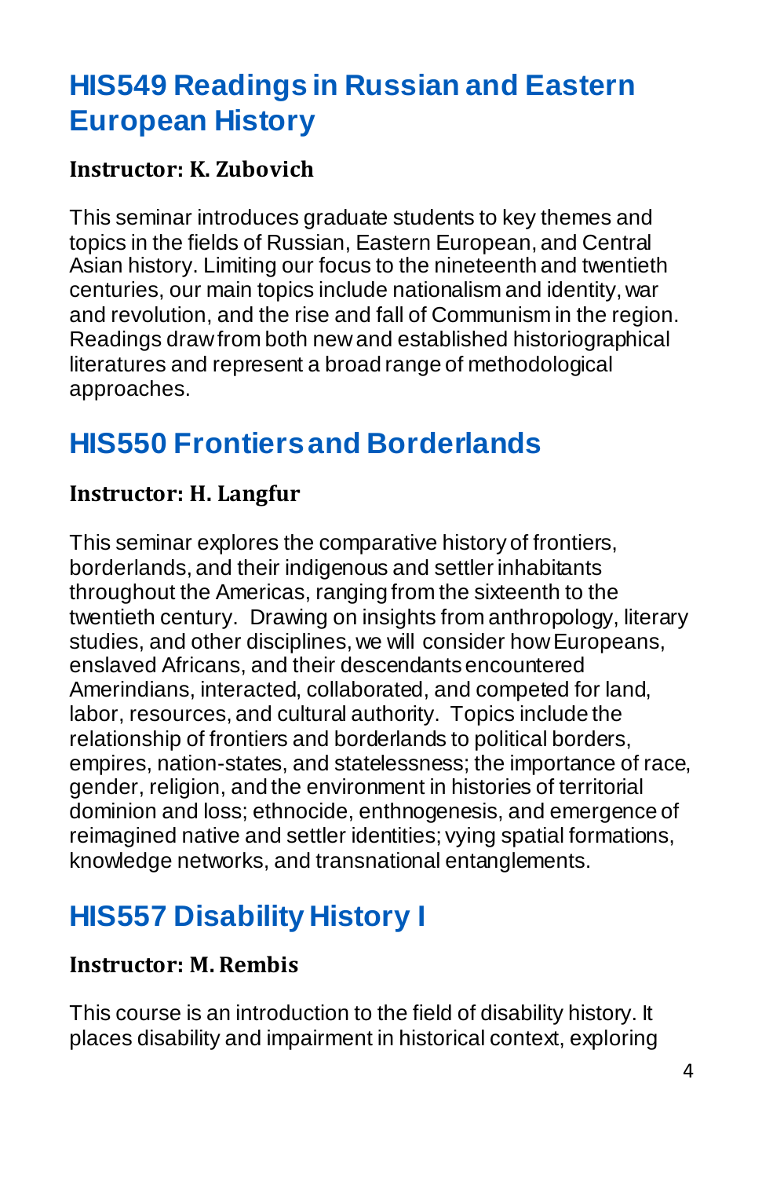## HIS549 Readings in Russian and Eastern European History

**Instructor: K. Zubovich**

This seminar introduces graduate students to key themes and topics in the fields of Russian, Eastern European, and Central Asian history. Limiting our focus to the nineteenth and twentieth centuries, our main topics include nationalism and identity, war and revolution, and the rise and fall of Communism in the region. Readings draw from both new and established historiographical literatures and represent a broad range of methodological approaches.

## HIS550 Frontiers and Borderlands

**Instructor: H. Langfur**

This seminar explores the comparative history of frontiers, borderlands, and their indigenous and settler inhabitants throughout the Americas, ranging from the sixteenth to the twentieth century. Drawing on insights from anthropology, literary studies, and other disciplines, we will consider how Europeans, enslaved Africans, and their descendants encountered Amerindians, interacted, collaborated, and competed for land, labor, resources, and cultural authority. Topics include the relationship of frontiers and borderlands to political borders, empires, nation-states, and statelessness; the importance of race, gender, religion, and the environment in histories of territorial dominion and loss; ethnocide, enthnogenesis, and emergence of reimagined native and settler identities; vying spatial formations, knowledge networks, and transnational entanglements.

## HIS557 Disability History I

**Instructor: M. Rembis**

This course is an introduction to the field of disability history. It places disability and impairment in historical context, exploring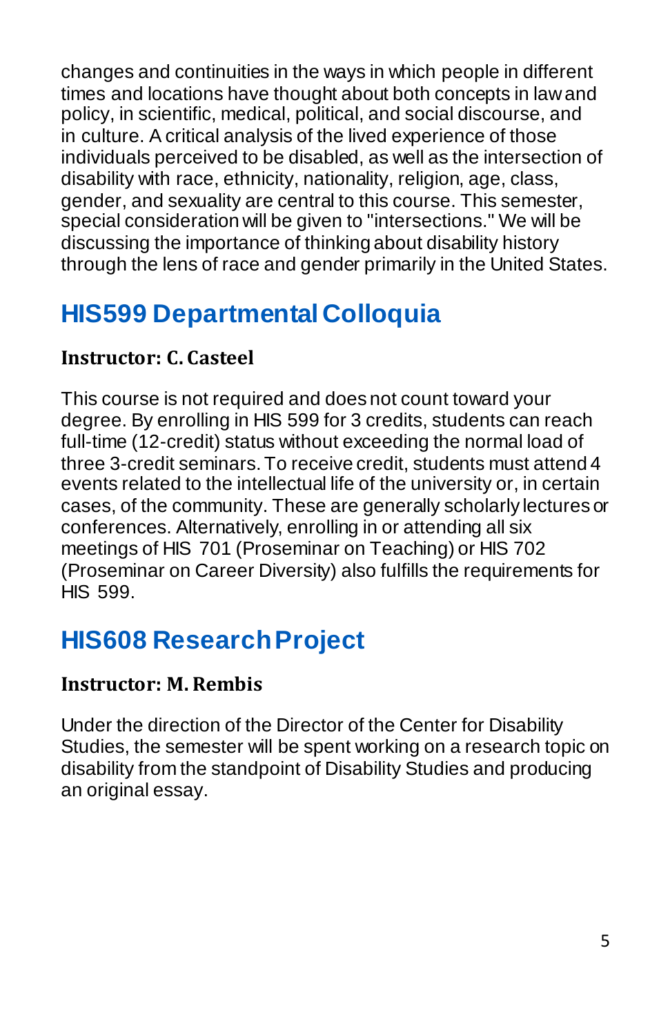changes and continuities in the ways in which people in different times and locations have thought about both concepts in law and policy, in scientific, medical, political, and social discourse, and in culture. A critical analysis of the lived experience of those individuals perceived to be disabled, as well as the intersection of disability with race, ethnicity, nationality, religion, age, class, gender, and sexuality are central to this course. This semester, special consideration will be given to "intersections." We will be discussing the importance of thinking about disability history through the lens of race and gender primarily in the United States.

## HIS599 Departmental Colloquia

**Instructor: C. Casteel**

This course is not required and does not count toward your degree. By enrolling in HIS 599 for 3 credits, students can reach full-time (12-credit) status without exceeding the normal load of three 3-credit seminars. To receive credit, students must attend 4 events related to the intellectual life of the university or, in certain cases, of the community. These are generally scholarly lectures or conferences. Alternatively, enrolling in or attending all six meetings of HIS 701 (Proseminar on Teaching) or HIS 702 (Proseminar on Career Diversity) also fulfills the requirements for HIS 599.

## HIS608 Research Project

**Instructor: M. Rembis**

Under the direction of the Director of the Center for Disability Studies, the semester will be spent working on a research topic on disability from the standpoint of Disability Studies and producing an original essay.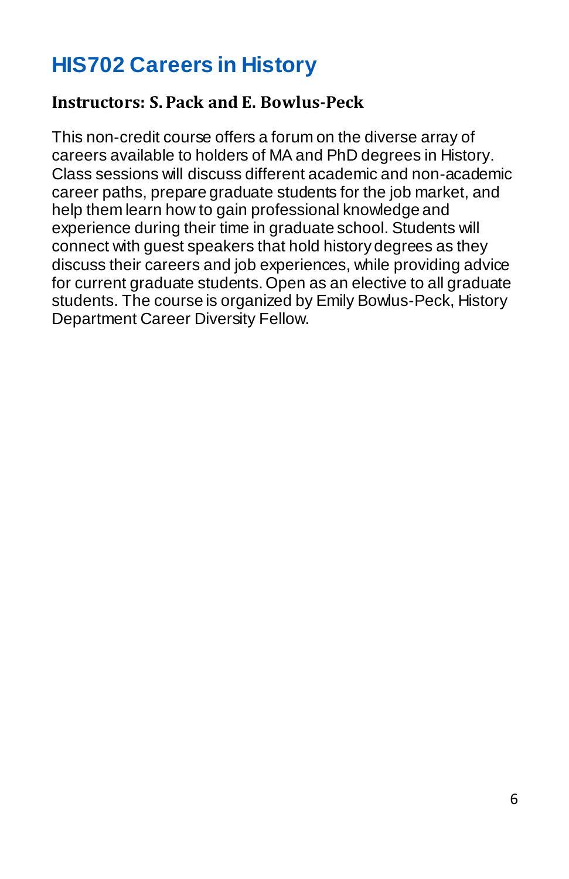## HIS702 Careers in History

**Instructors: S. Pack and E. Bowlus-Peck**

This non-credit course offers a forum on the diverse array of careers available to holders of MA and PhD degrees in History. Class sessions will discuss different academic and non-academic career paths, prepare graduate students for the job market, and help them learn how to gain professional knowledge and experience during their time in graduate school. Students will connect with guest speakers that hold history degrees as they discuss their careers and job experiences, while providing advice for current graduate students. Open as an elective to all graduate students. The course is organized by Emily Bowlus-Peck, History Department Career Diversity Fellow.